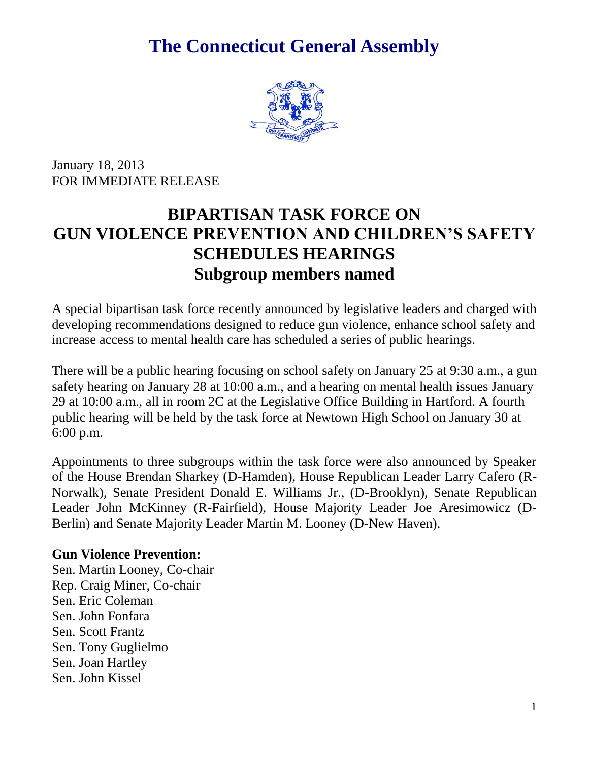# The Connecticut General Assembly

January 18, 2013
FOR IMMEDIATE RELEASE

## BIPARTISAN TASK FORCE ON GUN VIOLENCE PREVENTION AND CHILDREN'S SAFETY SCHEDULES HEARINGS

## Subgroup members named

A special bipartisan task force recently announced by legislative leaders and charged with developing recommendations designed to reduce gun violence, enhance school safety and increase access to mental health care has scheduled a series of public hearings.

There will be a public hearing focusing on school safety on January 25 at 9:30 a.m., a gun safety hearing on January 28 at 10:00 a.m., and a hearing on mental health issues January 29 at 10:00 a.m., all in room 2C at the Legislative Office Building in Hartford. A fourth public hearing will be held by the task force at Newtown High School on January 30 at 6:00 p.m.

Appointments to three subgroups within the task force were also announced by Speaker of the House Brendan Sharkey (D-Hamden), House Republican Leader Larry Cafero (R-Norwalk), Senate President Donald E. Williams Jr., (D-Brooklyn), Senate Republican Leader John McKinney (R-Fairfield), House Majority Leader Joe Aresimowicz (D-Berlin) and Senate Majority Leader Martin M. Looney (D-New Haven).

**Gun Violence Prevention:**
Sen. Martin Looney, Co-chair
Rep. Craig Miner, Co-chair
Sen. Eric Coleman
Sen. John Fonfara
Sen. Scott Frantz
Sen. Tony Guglielmo
Sen. Joan Hartley
Sen. John Kissel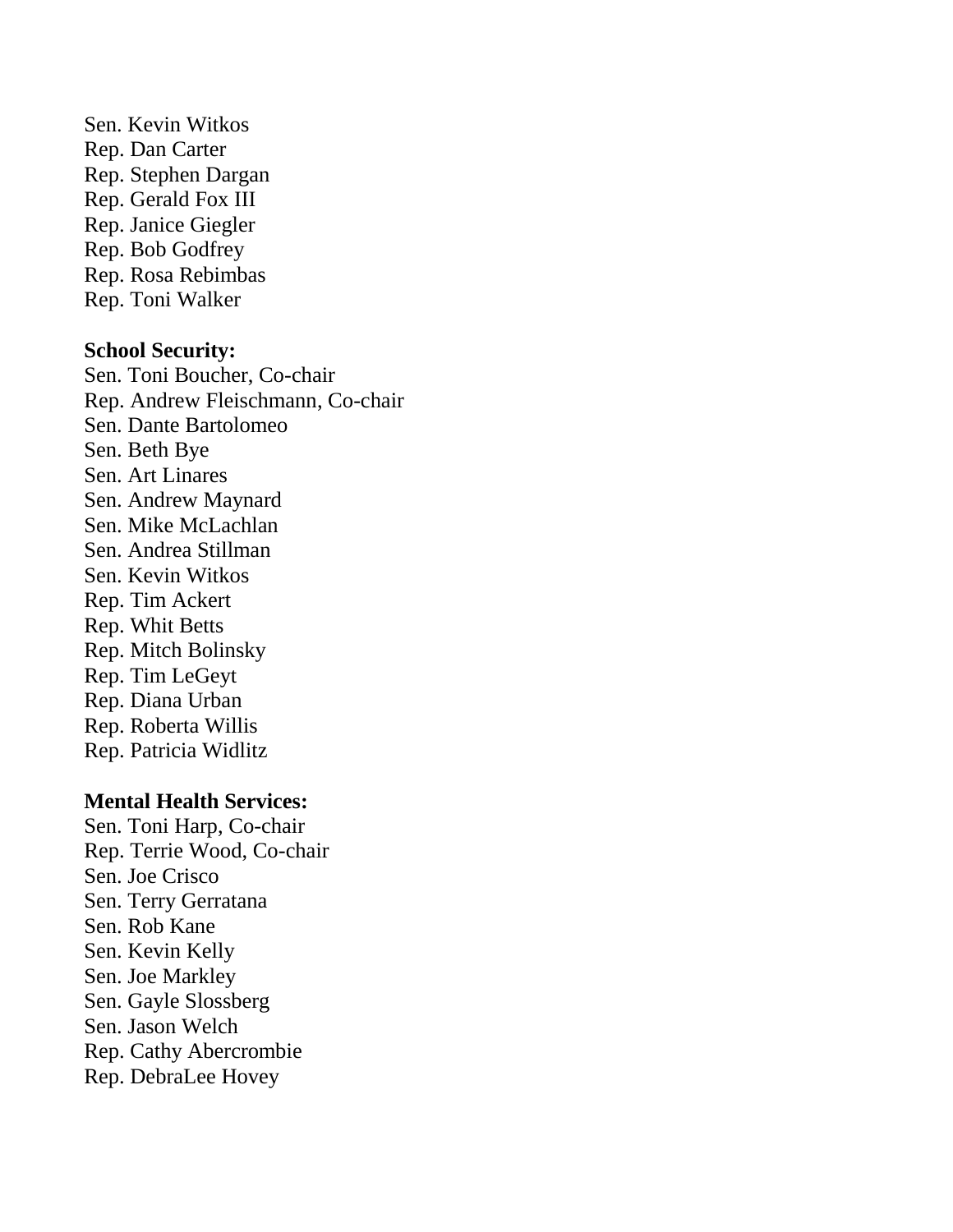Sen. Kevin Witkos
Rep. Dan Carter
Rep. Stephen Dargan
Rep. Gerald Fox III
Rep. Janice Giegler
Rep. Bob Godfrey
Rep. Rosa Rebimbas
Rep. Toni Walker

**School Security:**
Sen. Toni Boucher, Co-chair
Rep. Andrew Fleischmann, Co-chair
Sen. Dante Bartolomeo
Sen. Beth Bye
Sen. Art Linares
Sen. Andrew Maynard
Sen. Mike McLachlan
Sen. Andrea Stillman
Sen. Kevin Witkos
Rep. Tim Ackert
Rep. Whit Betts
Rep. Mitch Bolinsky
Rep. Tim LeGeyt
Rep. Diana Urban
Rep. Roberta Willis
Rep. Patricia Widlitz

**Mental Health Services:**
Sen. Toni Harp, Co-chair
Rep. Terrie Wood, Co-chair
Sen. Joe Crisco
Sen. Terry Gerratana
Sen. Rob Kane
Sen. Kevin Kelly
Sen. Joe Markley
Sen. Gayle Slossberg
Sen. Jason Welch
Rep. Cathy Abercrombie
Rep. DebraLee Hovey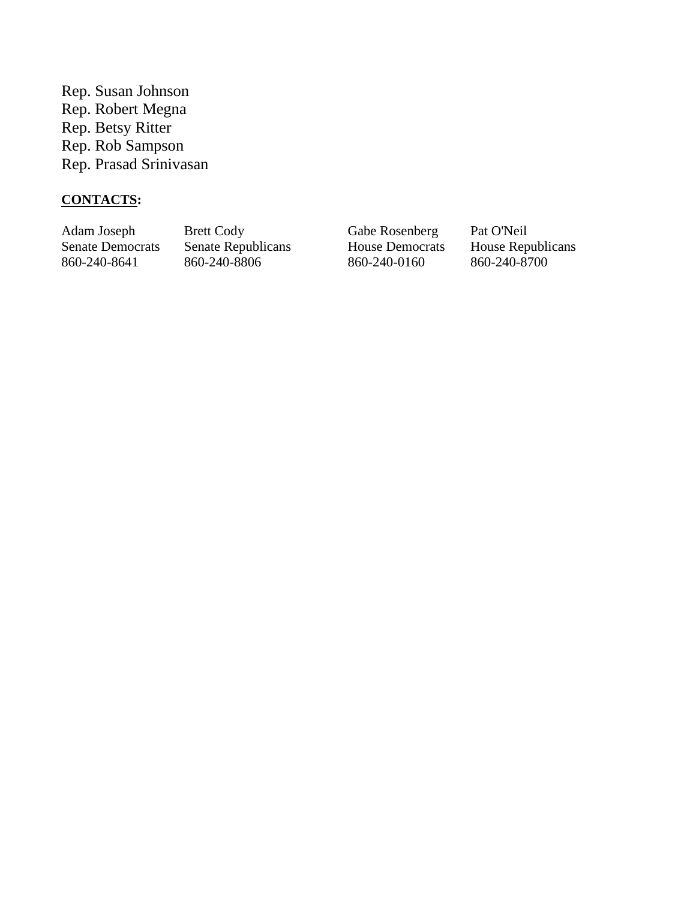Rep. Susan Johnson
Rep. Robert Megna
Rep. Betsy Ritter
Rep. Rob Sampson
Rep. Prasad Srinivasan

**<u>CONTACTS</u>:**

| | | | |
|---|---|---|---|
| Adam Joseph | Brett Cody | Gabe Rosenberg | Pat O'Neil |
| Senate Democrats | Senate Republicans | House Democrats | House Republicans |
| 860-240-8641 | 860-240-8806 | 860-240-0160 | 860-240-8700 |